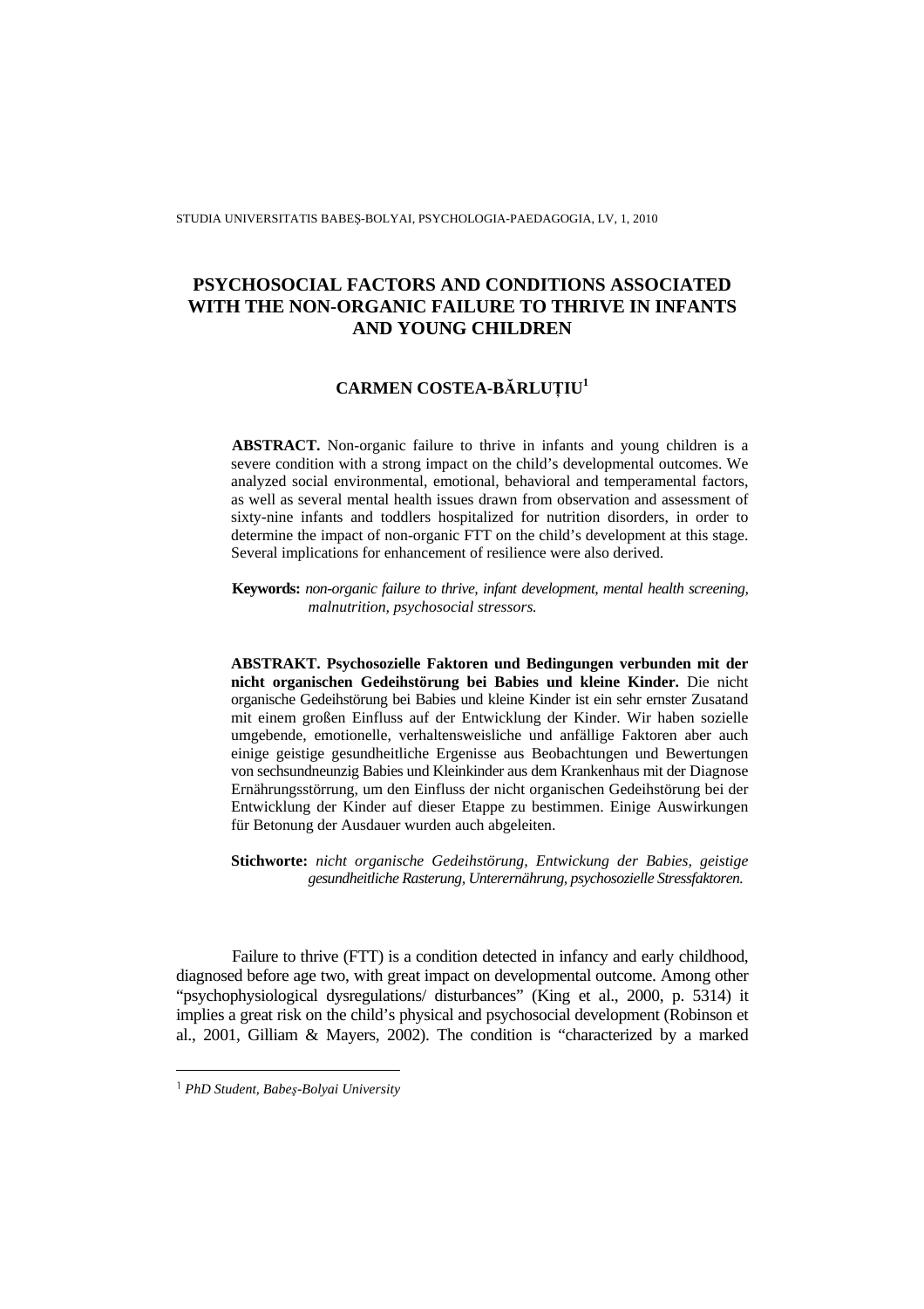# PSYCHOSOCIAL FACTORS AND CONDITIONS ASSOCIATED WITH THE NON-ORGANIC FAILURE TO THRIVE IN INFANTS AND YOUNG CHILDREN

**CARMEN COSTEA-BĂRLUȚIU[1]**

**ABSTRACT.** Non-organic failure to thrive in infants and young children is a severe condition with a strong impact on the child's developmental outcomes. We analyzed social environmental, emotional, behavioral and temperamental factors, as well as several mental health issues drawn from observation and assessment of sixty-nine infants and toddlers hospitalized for nutrition disorders, in order to determine the impact of non-organic FTT on the child's development at this stage. Several implications for enhancement of resilience were also derived.

**Keywords:** *non-organic failure to thrive, infant development, mental health screening, malnutrition, psychosocial stressors.*

**ABSTRAKT. Psychosozielle Faktoren und Bedingungen verbunden mit der nicht organischen Gedeihstörung bei Babies und kleine Kinder.** Die nicht organische Gedeihstörung bei Babies und kleine Kinder ist ein sehr ernster Zusatand mit einem großen Einfluss auf der Entwicklung der Kinder. Wir haben sozielle umgebende, emotionelle, verhaltensweisliche und anfällige Faktoren aber auch einige geistige gesundheitliche Ergenisse aus Beobachtungen und Bewertungen von sechsundneunzig Babies und Kleinkinder aus dem Krankenhaus mit der Diagnose Ernährungsstörrung, um den Einfluss der nicht organischen Gedeihstörung bei der Entwicklung der Kinder auf dieser Etappe zu bestimmen. Einige Auswirkungen für Betonung der Ausdauer wurden auch abgeleiten.

**Stichworte:** *nicht organische Gedeihstörung, Entwickung der Babies, geistige gesundheitliche Rasterung, Unterernährung, psychosozielle Stressfaktoren.*

Failure to thrive (FTT) is a condition detected in infancy and early childhood, diagnosed before age two, with great impact on developmental outcome. Among other "psychophysiological dysregulations/ disturbances" (King et al., 2000, p. 5314) it implies a great risk on the child's physical and psychosocial development (Robinson et al., 2001, Gilliam & Mayers, 2002). The condition is "characterized by a marked

[1] *PhD Student, Babeș-Bolyai University*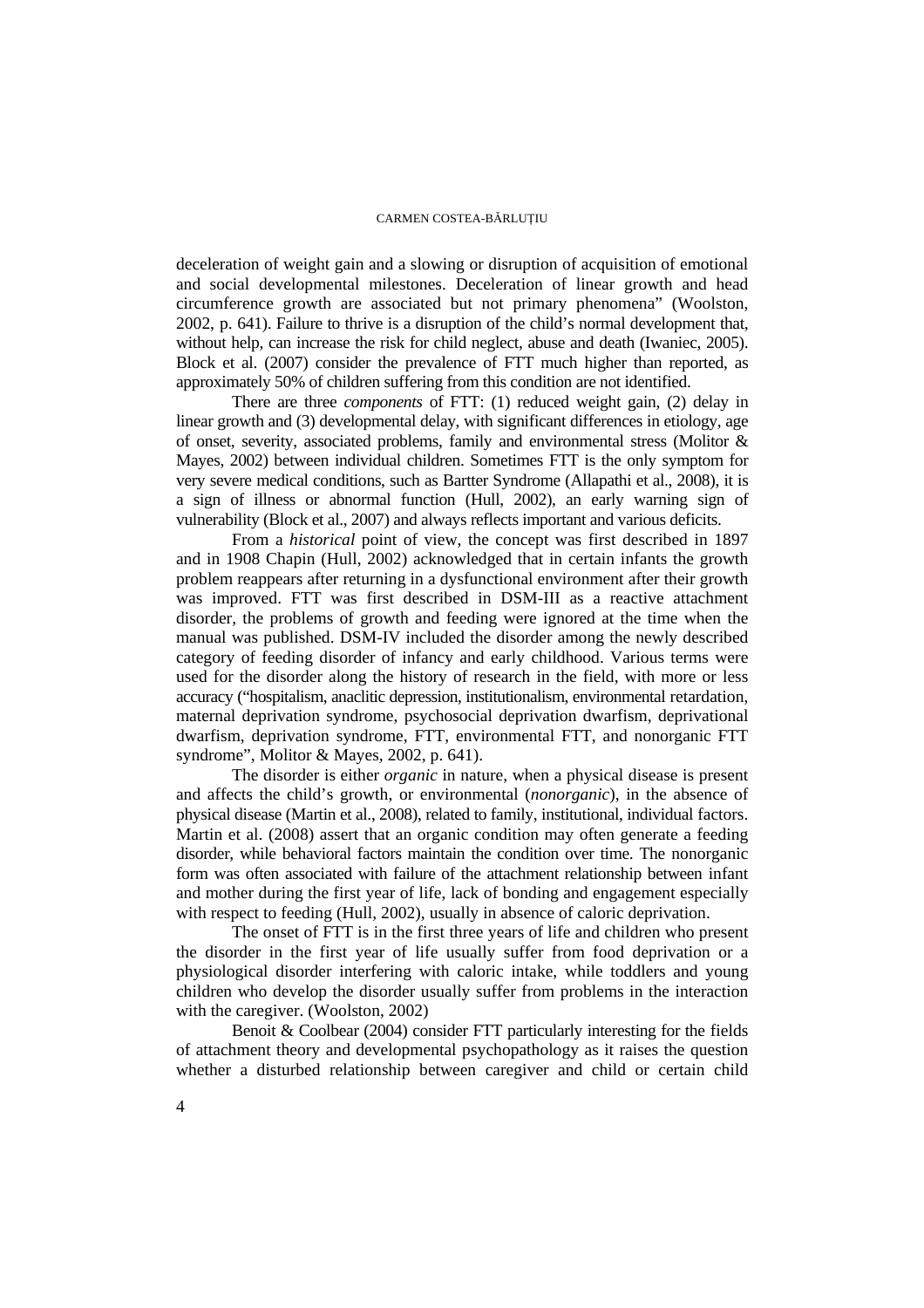deceleration of weight gain and a slowing or disruption of acquisition of emotional and social developmental milestones. Deceleration of linear growth and head circumference growth are associated but not primary phenomena" (Woolston, 2002, p. 641). Failure to thrive is a disruption of the child's normal development that, without help, can increase the risk for child neglect, abuse and death (Iwaniec, 2005). Block et al. (2007) consider the prevalence of FTT much higher than reported, as approximately 50% of children suffering from this condition are not identified.

There are three *components* of FTT: (1) reduced weight gain, (2) delay in linear growth and (3) developmental delay, with significant differences in etiology, age of onset, severity, associated problems, family and environmental stress (Molitor & Mayes, 2002) between individual children. Sometimes FTT is the only symptom for very severe medical conditions, such as Bartter Syndrome (Allapathi et al., 2008), it is a sign of illness or abnormal function (Hull, 2002), an early warning sign of vulnerability (Block et al., 2007) and always reflects important and various deficits.

From a *historical* point of view, the concept was first described in 1897 and in 1908 Chapin (Hull, 2002) acknowledged that in certain infants the growth problem reappears after returning in a dysfunctional environment after their growth was improved. FTT was first described in DSM-III as a reactive attachment disorder, the problems of growth and feeding were ignored at the time when the manual was published. DSM-IV included the disorder among the newly described category of feeding disorder of infancy and early childhood. Various terms were used for the disorder along the history of research in the field, with more or less accuracy ("hospitalism, anaclitic depression, institutionalism, environmental retardation, maternal deprivation syndrome, psychosocial deprivation dwarfism, deprivational dwarfism, deprivation syndrome, FTT, environmental FTT, and nonorganic FTT syndrome", Molitor & Mayes, 2002, p. 641).

The disorder is either *organic* in nature, when a physical disease is present and affects the child's growth, or environmental (*nonorganic*), in the absence of physical disease (Martin et al., 2008), related to family, institutional, individual factors. Martin et al. (2008) assert that an organic condition may often generate a feeding disorder, while behavioral factors maintain the condition over time. The nonorganic form was often associated with failure of the attachment relationship between infant and mother during the first year of life, lack of bonding and engagement especially with respect to feeding (Hull, 2002), usually in absence of caloric deprivation.

The onset of FTT is in the first three years of life and children who present the disorder in the first year of life usually suffer from food deprivation or a physiological disorder interfering with caloric intake, while toddlers and young children who develop the disorder usually suffer from problems in the interaction with the caregiver. (Woolston, 2002)

Benoit & Coolbear (2004) consider FTT particularly interesting for the fields of attachment theory and developmental psychopathology as it raises the question whether a disturbed relationship between caregiver and child or certain child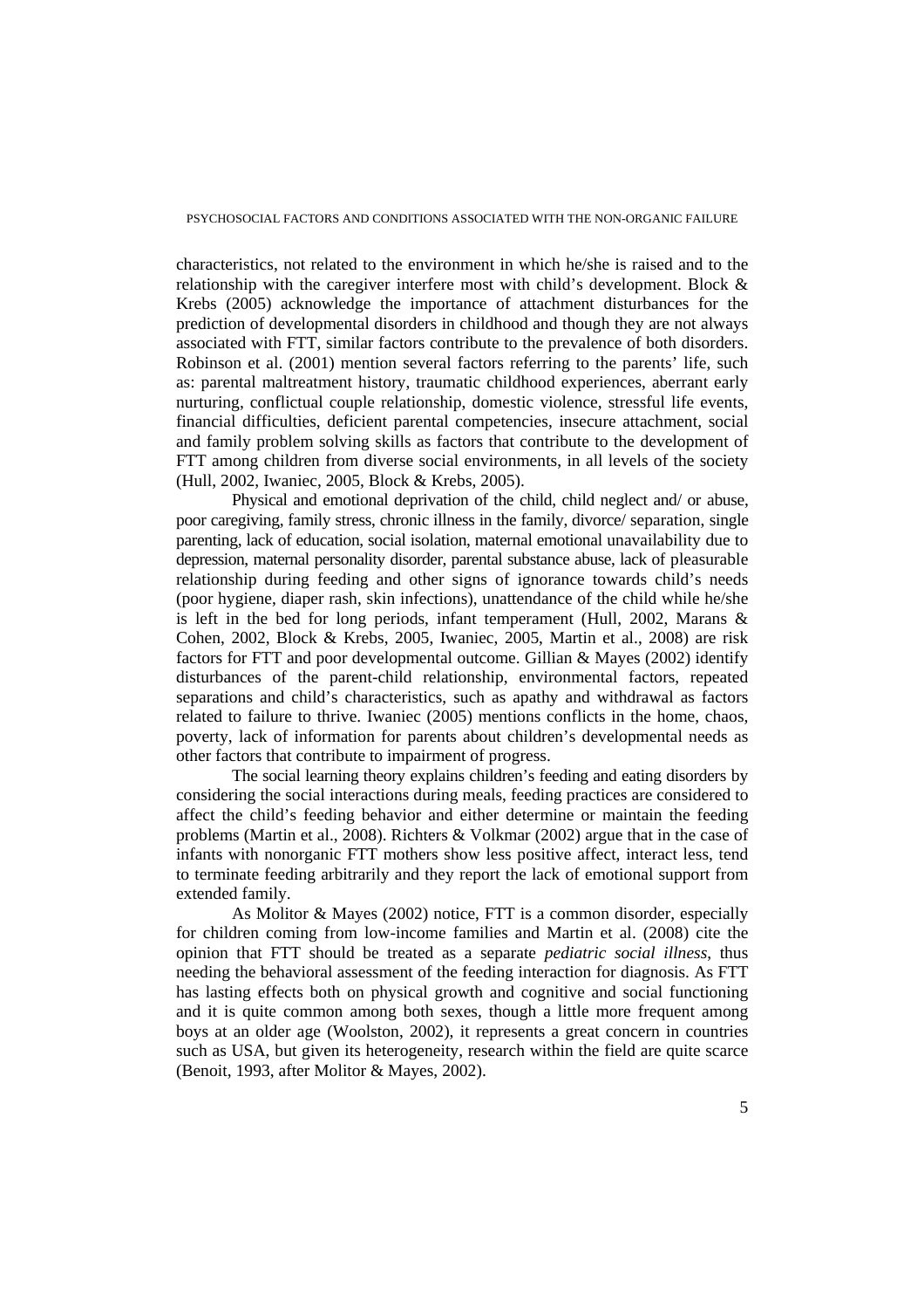characteristics, not related to the environment in which he/she is raised and to the relationship with the caregiver interfere most with child's development. Block & Krebs (2005) acknowledge the importance of attachment disturbances for the prediction of developmental disorders in childhood and though they are not always associated with FTT, similar factors contribute to the prevalence of both disorders. Robinson et al. (2001) mention several factors referring to the parents' life, such as: parental maltreatment history, traumatic childhood experiences, aberrant early nurturing, conflictual couple relationship, domestic violence, stressful life events, financial difficulties, deficient parental competencies, insecure attachment, social and family problem solving skills as factors that contribute to the development of FTT among children from diverse social environments, in all levels of the society (Hull, 2002, Iwaniec, 2005, Block & Krebs, 2005).

Physical and emotional deprivation of the child, child neglect and/ or abuse, poor caregiving, family stress, chronic illness in the family, divorce/ separation, single parenting, lack of education, social isolation, maternal emotional unavailability due to depression, maternal personality disorder, parental substance abuse, lack of pleasurable relationship during feeding and other signs of ignorance towards child's needs (poor hygiene, diaper rash, skin infections), unattendance of the child while he/she is left in the bed for long periods, infant temperament (Hull, 2002, Marans & Cohen, 2002, Block & Krebs, 2005, Iwaniec, 2005, Martin et al., 2008) are risk factors for FTT and poor developmental outcome. Gillian & Mayes (2002) identify disturbances of the parent-child relationship, environmental factors, repeated separations and child's characteristics, such as apathy and withdrawal as factors related to failure to thrive. Iwaniec (2005) mentions conflicts in the home, chaos, poverty, lack of information for parents about children's developmental needs as other factors that contribute to impairment of progress.

The social learning theory explains children's feeding and eating disorders by considering the social interactions during meals, feeding practices are considered to affect the child's feeding behavior and either determine or maintain the feeding problems (Martin et al., 2008). Richters & Volkmar (2002) argue that in the case of infants with nonorganic FTT mothers show less positive affect, interact less, tend to terminate feeding arbitrarily and they report the lack of emotional support from extended family.

As Molitor & Mayes (2002) notice, FTT is a common disorder, especially for children coming from low-income families and Martin et al. (2008) cite the opinion that FTT should be treated as a separate *pediatric social illness*, thus needing the behavioral assessment of the feeding interaction for diagnosis. As FTT has lasting effects both on physical growth and cognitive and social functioning and it is quite common among both sexes, though a little more frequent among boys at an older age (Woolston, 2002), it represents a great concern in countries such as USA, but given its heterogeneity, research within the field are quite scarce (Benoit, 1993, after Molitor & Mayes, 2002).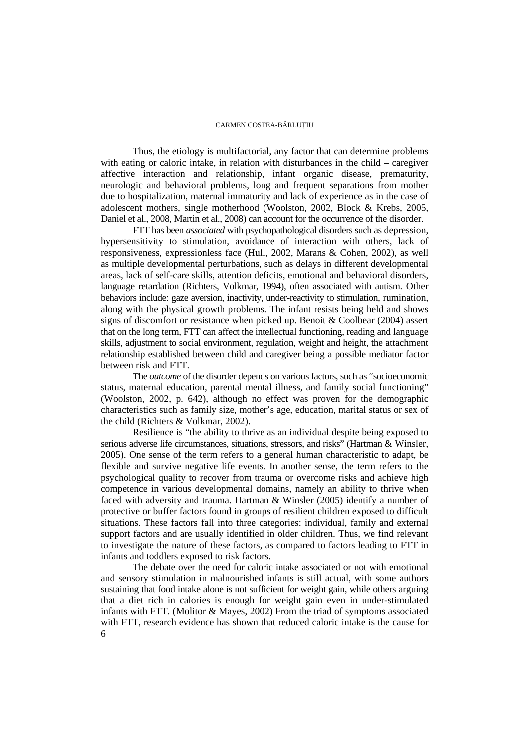Thus, the etiology is multifactorial, any factor that can determine problems with eating or caloric intake, in relation with disturbances in the child – caregiver affective interaction and relationship, infant organic disease, prematurity, neurologic and behavioral problems, long and frequent separations from mother due to hospitalization, maternal immaturity and lack of experience as in the case of adolescent mothers, single motherhood (Woolston, 2002, Block & Krebs, 2005, Daniel et al., 2008, Martin et al., 2008) can account for the occurrence of the disorder.

FTT has been *associated* with psychopathological disorders such as depression, hypersensitivity to stimulation, avoidance of interaction with others, lack of responsiveness, expressionless face (Hull, 2002, Marans & Cohen, 2002), as well as multiple developmental perturbations, such as delays in different developmental areas, lack of self-care skills, attention deficits, emotional and behavioral disorders, language retardation (Richters, Volkmar, 1994), often associated with autism. Other behaviors include: gaze aversion, inactivity, under-reactivity to stimulation, rumination, along with the physical growth problems. The infant resists being held and shows signs of discomfort or resistance when picked up. Benoit & Coolbear (2004) assert that on the long term, FTT can affect the intellectual functioning, reading and language skills, adjustment to social environment, regulation, weight and height, the attachment relationship established between child and caregiver being a possible mediator factor between risk and FTT.

The *outcome* of the disorder depends on various factors, such as "socioeconomic status, maternal education, parental mental illness, and family social functioning" (Woolston, 2002, p. 642), although no effect was proven for the demographic characteristics such as family size, mother's age, education, marital status or sex of the child (Richters & Volkmar, 2002).

Resilience is "the ability to thrive as an individual despite being exposed to serious adverse life circumstances, situations, stressors, and risks" (Hartman & Winsler, 2005). One sense of the term refers to a general human characteristic to adapt, be flexible and survive negative life events. In another sense, the term refers to the psychological quality to recover from trauma or overcome risks and achieve high competence in various developmental domains, namely an ability to thrive when faced with adversity and trauma. Hartman & Winsler (2005) identify a number of protective or buffer factors found in groups of resilient children exposed to difficult situations. These factors fall into three categories: individual, family and external support factors and are usually identified in older children. Thus, we find relevant to investigate the nature of these factors, as compared to factors leading to FTT in infants and toddlers exposed to risk factors.

The debate over the need for caloric intake associated or not with emotional and sensory stimulation in malnourished infants is still actual, with some authors sustaining that food intake alone is not sufficient for weight gain, while others arguing that a diet rich in calories is enough for weight gain even in under-stimulated infants with FTT. (Molitor & Mayes, 2002) From the triad of symptoms associated with FTT, research evidence has shown that reduced caloric intake is the cause for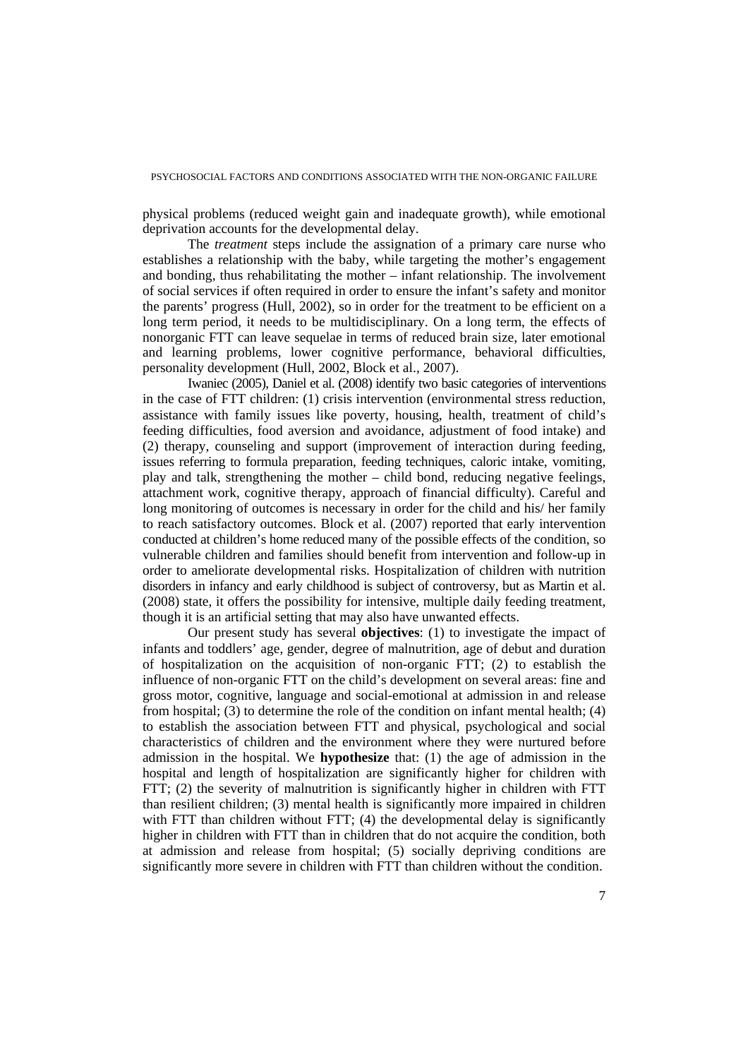physical problems (reduced weight gain and inadequate growth), while emotional deprivation accounts for the developmental delay.

The *treatment* steps include the assignation of a primary care nurse who establishes a relationship with the baby, while targeting the mother's engagement and bonding, thus rehabilitating the mother – infant relationship. The involvement of social services if often required in order to ensure the infant's safety and monitor the parents' progress (Hull, 2002), so in order for the treatment to be efficient on a long term period, it needs to be multidisciplinary. On a long term, the effects of nonorganic FTT can leave sequelae in terms of reduced brain size, later emotional and learning problems, lower cognitive performance, behavioral difficulties, personality development (Hull, 2002, Block et al., 2007).

Iwaniec (2005), Daniel et al. (2008) identify two basic categories of interventions in the case of FTT children: (1) crisis intervention (environmental stress reduction, assistance with family issues like poverty, housing, health, treatment of child's feeding difficulties, food aversion and avoidance, adjustment of food intake) and (2) therapy, counseling and support (improvement of interaction during feeding, issues referring to formula preparation, feeding techniques, caloric intake, vomiting, play and talk, strengthening the mother – child bond, reducing negative feelings, attachment work, cognitive therapy, approach of financial difficulty). Careful and long monitoring of outcomes is necessary in order for the child and his/ her family to reach satisfactory outcomes. Block et al. (2007) reported that early intervention conducted at children's home reduced many of the possible effects of the condition, so vulnerable children and families should benefit from intervention and follow-up in order to ameliorate developmental risks. Hospitalization of children with nutrition disorders in infancy and early childhood is subject of controversy, but as Martin et al. (2008) state, it offers the possibility for intensive, multiple daily feeding treatment, though it is an artificial setting that may also have unwanted effects.

Our present study has several **objectives**: (1) to investigate the impact of infants and toddlers' age, gender, degree of malnutrition, age of debut and duration of hospitalization on the acquisition of non-organic FTT; (2) to establish the influence of non-organic FTT on the child's development on several areas: fine and gross motor, cognitive, language and social-emotional at admission in and release from hospital; (3) to determine the role of the condition on infant mental health; (4) to establish the association between FTT and physical, psychological and social characteristics of children and the environment where they were nurtured before admission in the hospital. We **hypothesize** that: (1) the age of admission in the hospital and length of hospitalization are significantly higher for children with FTT; (2) the severity of malnutrition is significantly higher in children with FTT than resilient children; (3) mental health is significantly more impaired in children with FTT than children without FTT; (4) the developmental delay is significantly higher in children with FTT than in children that do not acquire the condition, both at admission and release from hospital; (5) socially depriving conditions are significantly more severe in children with FTT than children without the condition.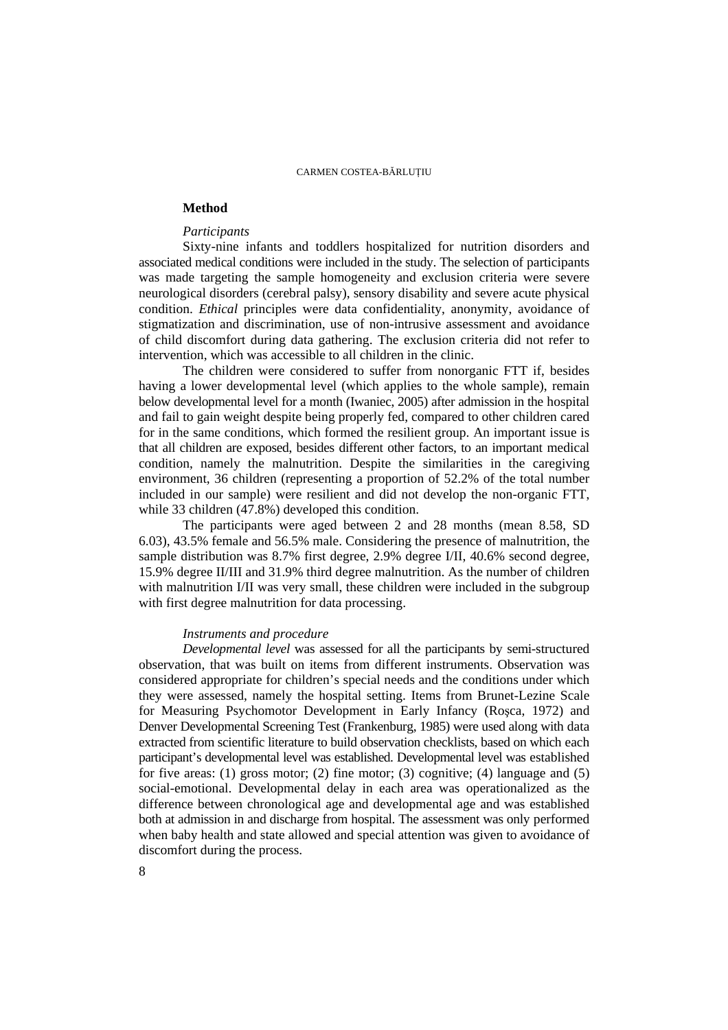## Method

*Participants*

Sixty-nine infants and toddlers hospitalized for nutrition disorders and associated medical conditions were included in the study. The selection of participants was made targeting the sample homogeneity and exclusion criteria were severe neurological disorders (cerebral palsy), sensory disability and severe acute physical condition. *Ethical* principles were data confidentiality, anonymity, avoidance of stigmatization and discrimination, use of non-intrusive assessment and avoidance of child discomfort during data gathering. The exclusion criteria did not refer to intervention, which was accessible to all children in the clinic.

The children were considered to suffer from nonorganic FTT if, besides having a lower developmental level (which applies to the whole sample), remain below developmental level for a month (Iwaniec, 2005) after admission in the hospital and fail to gain weight despite being properly fed, compared to other children cared for in the same conditions, which formed the resilient group. An important issue is that all children are exposed, besides different other factors, to an important medical condition, namely the malnutrition. Despite the similarities in the caregiving environment, 36 children (representing a proportion of 52.2% of the total number included in our sample) were resilient and did not develop the non-organic FTT, while 33 children (47.8%) developed this condition.

The participants were aged between 2 and 28 months (mean 8.58, SD 6.03), 43.5% female and 56.5% male. Considering the presence of malnutrition, the sample distribution was 8.7% first degree, 2.9% degree I/II, 40.6% second degree, 15.9% degree II/III and 31.9% third degree malnutrition. As the number of children with malnutrition I/II was very small, these children were included in the subgroup with first degree malnutrition for data processing.

*Instruments and procedure*

*Developmental level* was assessed for all the participants by semi-structured observation, that was built on items from different instruments. Observation was considered appropriate for children's special needs and the conditions under which they were assessed, namely the hospital setting. Items from Brunet-Lezine Scale for Measuring Psychomotor Development in Early Infancy (Roșca, 1972) and Denver Developmental Screening Test (Frankenburg, 1985) were used along with data extracted from scientific literature to build observation checklists, based on which each participant's developmental level was established. Developmental level was established for five areas: (1) gross motor; (2) fine motor; (3) cognitive; (4) language and (5) social-emotional. Developmental delay in each area was operationalized as the difference between chronological age and developmental age and was established both at admission in and discharge from hospital. The assessment was only performed when baby health and state allowed and special attention was given to avoidance of discomfort during the process.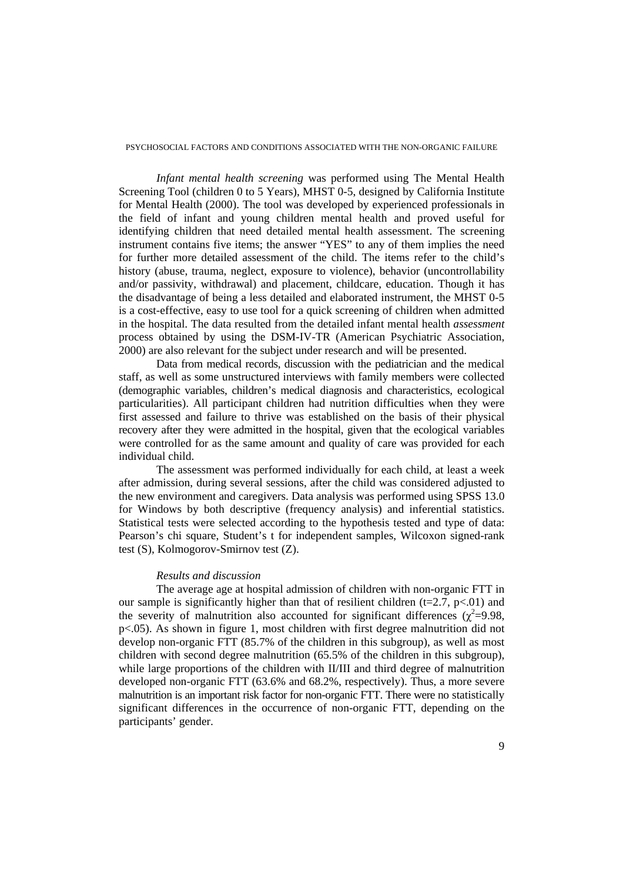*Infant mental health screening* was performed using The Mental Health Screening Tool (children 0 to 5 Years), MHST 0-5, designed by California Institute for Mental Health (2000). The tool was developed by experienced professionals in the field of infant and young children mental health and proved useful for identifying children that need detailed mental health assessment. The screening instrument contains five items; the answer "YES" to any of them implies the need for further more detailed assessment of the child. The items refer to the child's history (abuse, trauma, neglect, exposure to violence), behavior (uncontrollability and/or passivity, withdrawal) and placement, childcare, education. Though it has the disadvantage of being a less detailed and elaborated instrument, the MHST 0-5 is a cost-effective, easy to use tool for a quick screening of children when admitted in the hospital. The data resulted from the detailed infant mental health *assessment* process obtained by using the DSM-IV-TR (American Psychiatric Association, 2000) are also relevant for the subject under research and will be presented.

Data from medical records, discussion with the pediatrician and the medical staff, as well as some unstructured interviews with family members were collected (demographic variables, children's medical diagnosis and characteristics, ecological particularities). All participant children had nutrition difficulties when they were first assessed and failure to thrive was established on the basis of their physical recovery after they were admitted in the hospital, given that the ecological variables were controlled for as the same amount and quality of care was provided for each individual child.

The assessment was performed individually for each child, at least a week after admission, during several sessions, after the child was considered adjusted to the new environment and caregivers. Data analysis was performed using SPSS 13.0 for Windows by both descriptive (frequency analysis) and inferential statistics. Statistical tests were selected according to the hypothesis tested and type of data: Pearson's chi square, Student's t for independent samples, Wilcoxon signed-rank test (S), Kolmogorov-Smirnov test (Z).

*Results and discussion*

The average age at hospital admission of children with non-organic FTT in our sample is significantly higher than that of resilient children ($t=2.7$, $p<.01$) and the severity of malnutrition also accounted for significant differences ($\chi^2=9.98$, $p<.05$). As shown in figure 1, most children with first degree malnutrition did not develop non-organic FTT (85.7% of the children in this subgroup), as well as most children with second degree malnutrition (65.5% of the children in this subgroup), while large proportions of the children with II/III and third degree of malnutrition developed non-organic FTT (63.6% and 68.2%, respectively). Thus, a more severe malnutrition is an important risk factor for non-organic FTT. There were no statistically significant differences in the occurrence of non-organic FTT, depending on the participants' gender.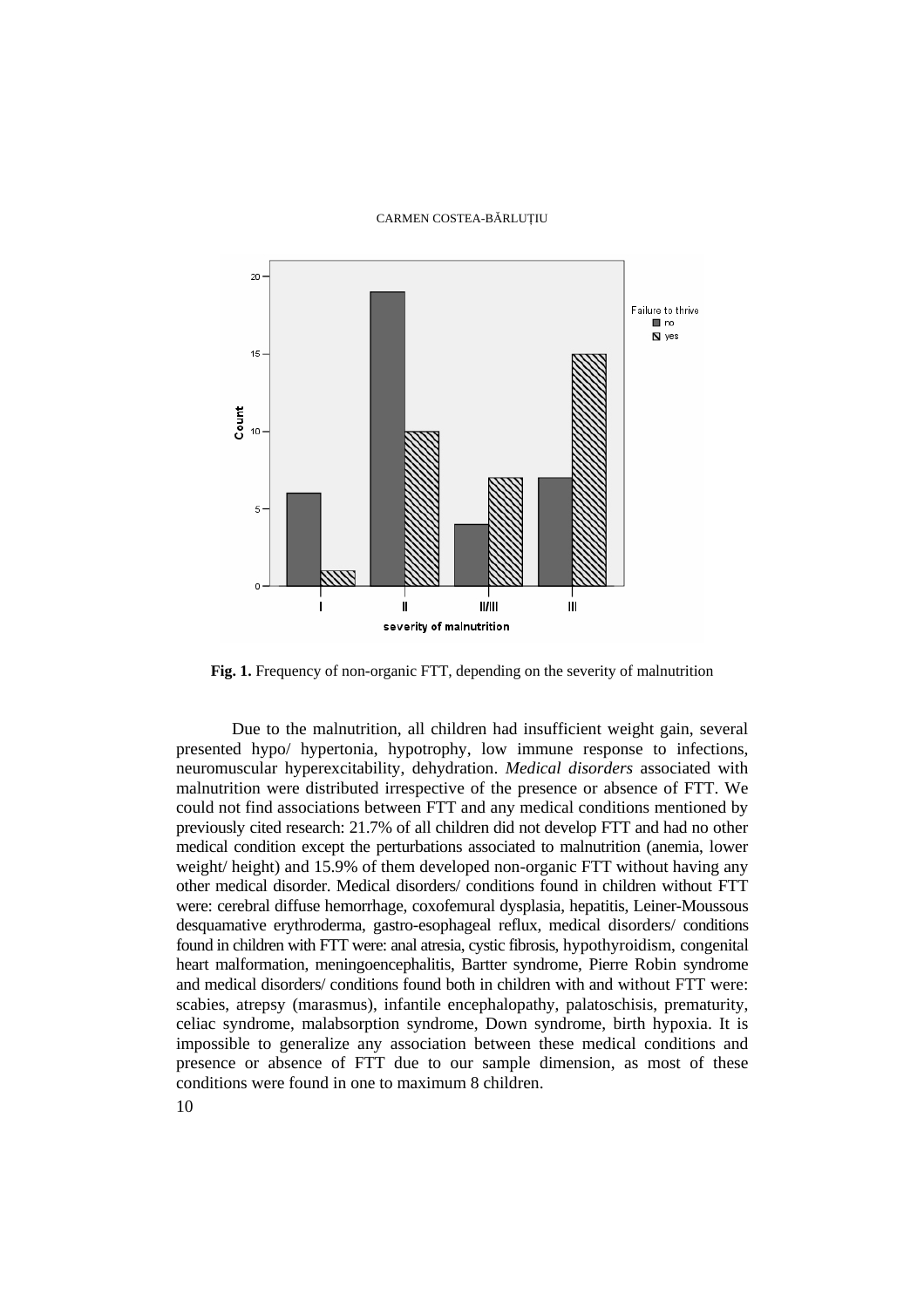**Fig. 1.** Frequency of non-organic FTT, depending on the severity of malnutrition

Due to the malnutrition, all children had insufficient weight gain, several presented hypo/ hypertonia, hypotrophy, low immune response to infections, neuromuscular hyperexcitability, dehydration. *Medical disorders* associated with malnutrition were distributed irrespective of the presence or absence of FTT. We could not find associations between FTT and any medical conditions mentioned by previously cited research: 21.7% of all children did not develop FTT and had no other medical condition except the perturbations associated to malnutrition (anemia, lower weight/ height) and 15.9% of them developed non-organic FTT without having any other medical disorder. Medical disorders/ conditions found in children without FTT were: cerebral diffuse hemorrhage, coxofemural dysplasia, hepatitis, Leiner-Moussous desquamative erythroderma, gastro-esophageal reflux, medical disorders/ conditions found in children with FTT were: anal atresia, cystic fibrosis, hypothyroidism, congenital heart malformation, meningoencephalitis, Bartter syndrome, Pierre Robin syndrome and medical disorders/ conditions found both in children with and without FTT were: scabies, atrepsy (marasmus), infantile encephalopathy, palatoschisis, prematurity, celiac syndrome, malabsorption syndrome, Down syndrome, birth hypoxia. It is impossible to generalize any association between these medical conditions and presence or absence of FTT due to our sample dimension, as most of these conditions were found in one to maximum 8 children.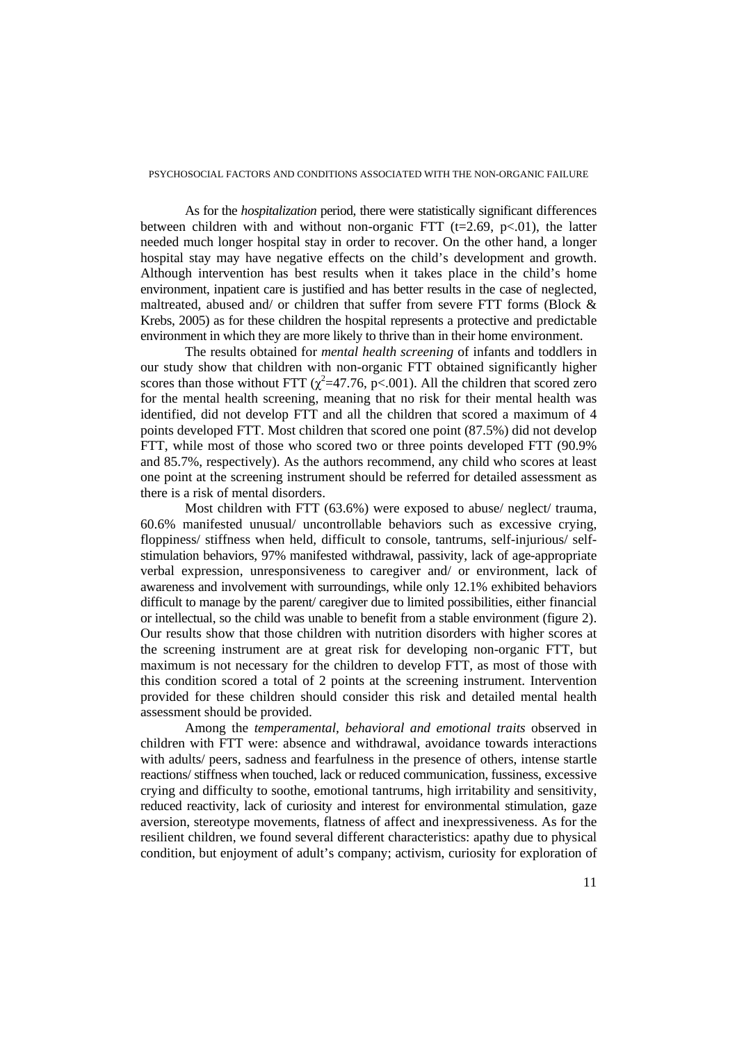As for the *hospitalization* period, there were statistically significant differences between children with and without non-organic FTT ($t=2.69$, $p<.01$), the latter needed much longer hospital stay in order to recover. On the other hand, a longer hospital stay may have negative effects on the child's development and growth. Although intervention has best results when it takes place in the child's home environment, inpatient care is justified and has better results in the case of neglected, maltreated, abused and/ or children that suffer from severe FTT forms (Block & Krebs, 2005) as for these children the hospital represents a protective and predictable environment in which they are more likely to thrive than in their home environment.

The results obtained for *mental health screening* of infants and toddlers in our study show that children with non-organic FTT obtained significantly higher scores than those without FTT ($\chi^2=47.76$, $p<.001$). All the children that scored zero for the mental health screening, meaning that no risk for their mental health was identified, did not develop FTT and all the children that scored a maximum of 4 points developed FTT. Most children that scored one point (87.5%) did not develop FTT, while most of those who scored two or three points developed FTT (90.9% and 85.7%, respectively). As the authors recommend, any child who scores at least one point at the screening instrument should be referred for detailed assessment as there is a risk of mental disorders.

Most children with FTT (63.6%) were exposed to abuse/ neglect/ trauma, 60.6% manifested unusual/ uncontrollable behaviors such as excessive crying, floppiness/ stiffness when held, difficult to console, tantrums, self-injurious/ self-stimulation behaviors, 97% manifested withdrawal, passivity, lack of age-appropriate verbal expression, unresponsiveness to caregiver and/ or environment, lack of awareness and involvement with surroundings, while only 12.1% exhibited behaviors difficult to manage by the parent/ caregiver due to limited possibilities, either financial or intellectual, so the child was unable to benefit from a stable environment (figure 2). Our results show that those children with nutrition disorders with higher scores at the screening instrument are at great risk for developing non-organic FTT, but maximum is not necessary for the children to develop FTT, as most of those with this condition scored a total of 2 points at the screening instrument. Intervention provided for these children should consider this risk and detailed mental health assessment should be provided.

Among the *temperamental, behavioral and emotional traits* observed in children with FTT were: absence and withdrawal, avoidance towards interactions with adults/ peers, sadness and fearfulness in the presence of others, intense startle reactions/ stiffness when touched, lack or reduced communication, fussiness, excessive crying and difficulty to soothe, emotional tantrums, high irritability and sensitivity, reduced reactivity, lack of curiosity and interest for environmental stimulation, gaze aversion, stereotype movements, flatness of affect and inexpressiveness. As for the resilient children, we found several different characteristics: apathy due to physical condition, but enjoyment of adult's company; activism, curiosity for exploration of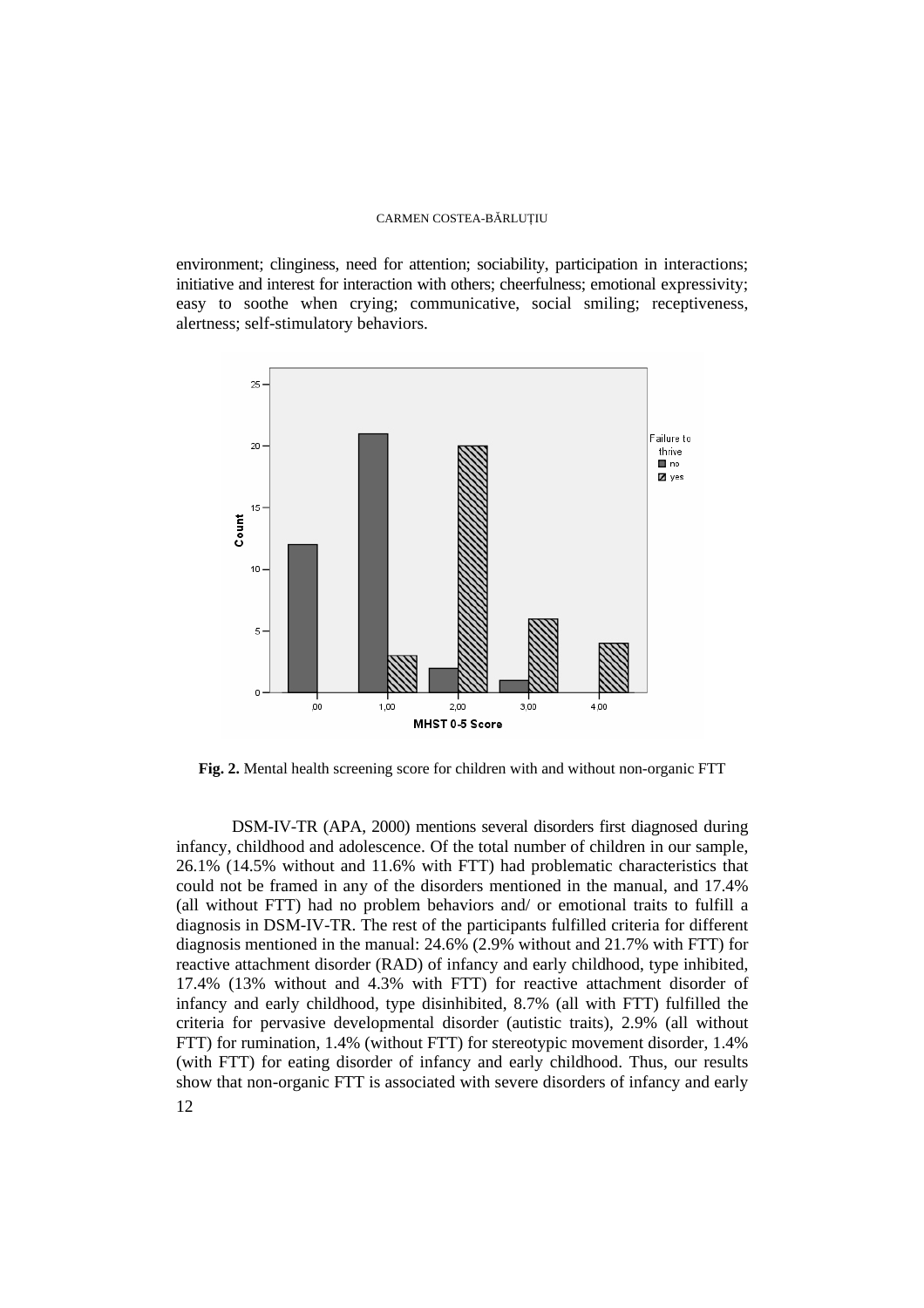environment; clinginess, need for attention; sociability, participation in interactions; initiative and interest for interaction with others; cheerfulness; emotional expressivity; easy to soothe when crying; communicative, social smiling; receptiveness, alertness; self-stimulatory behaviors.

**Fig. 2.** Mental health screening score for children with and without non-organic FTT

DSM-IV-TR (APA, 2000) mentions several disorders first diagnosed during infancy, childhood and adolescence. Of the total number of children in our sample, 26.1% (14.5% without and 11.6% with FTT) had problematic characteristics that could not be framed in any of the disorders mentioned in the manual, and 17.4% (all without FTT) had no problem behaviors and/ or emotional traits to fulfill a diagnosis in DSM-IV-TR. The rest of the participants fulfilled criteria for different diagnosis mentioned in the manual: 24.6% (2.9% without and 21.7% with FTT) for reactive attachment disorder (RAD) of infancy and early childhood, type inhibited, 17.4% (13% without and 4.3% with FTT) for reactive attachment disorder of infancy and early childhood, type disinhibited, 8.7% (all with FTT) fulfilled the criteria for pervasive developmental disorder (autistic traits), 2.9% (all without FTT) for rumination, 1.4% (without FTT) for stereotypic movement disorder, 1.4% (with FTT) for eating disorder of infancy and early childhood. Thus, our results show that non-organic FTT is associated with severe disorders of infancy and early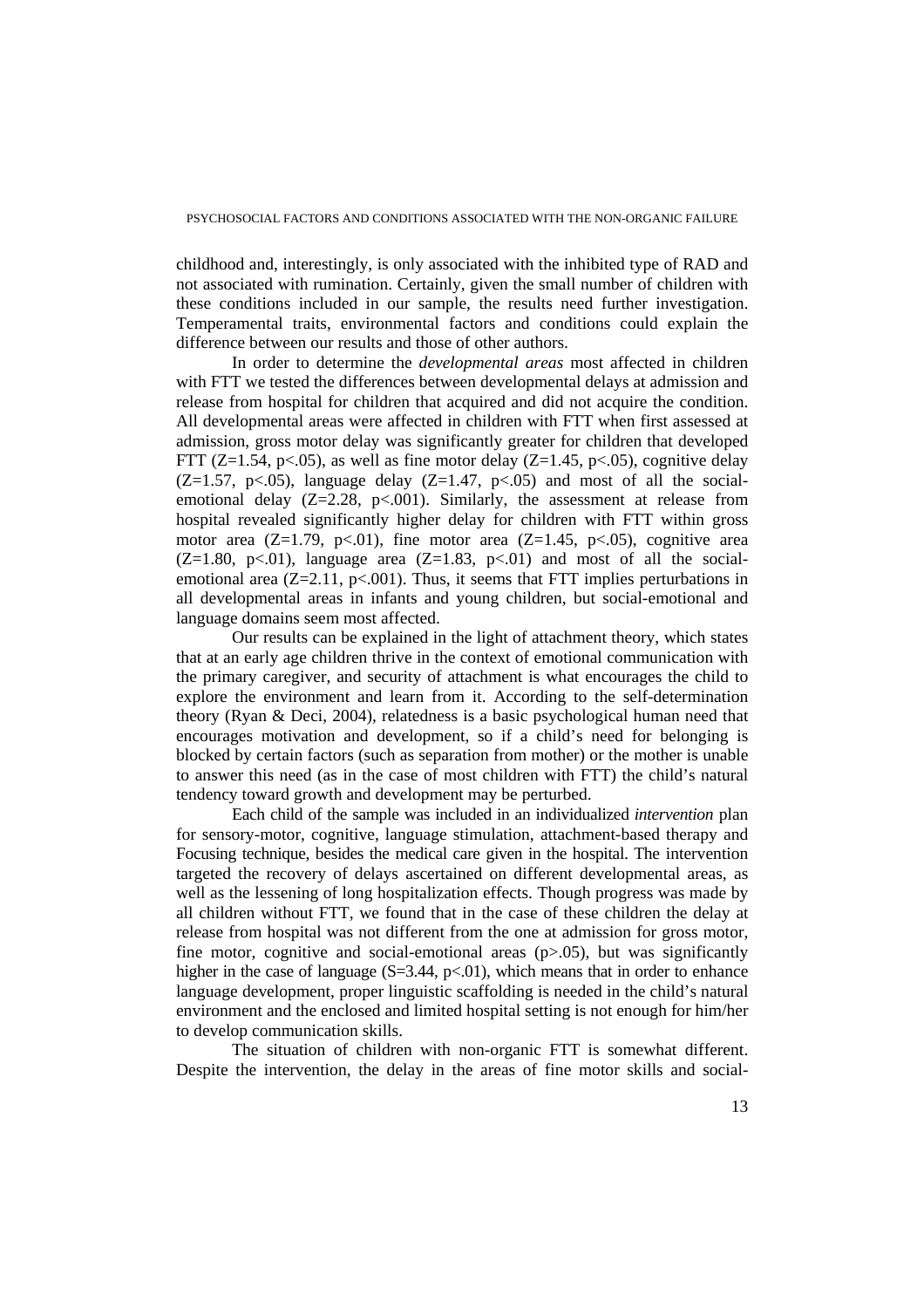childhood and, interestingly, is only associated with the inhibited type of RAD and not associated with rumination. Certainly, given the small number of children with these conditions included in our sample, the results need further investigation. Temperamental traits, environmental factors and conditions could explain the difference between our results and those of other authors.

In order to determine the *developmental areas* most affected in children with FTT we tested the differences between developmental delays at admission and release from hospital for children that acquired and did not acquire the condition. All developmental areas were affected in children with FTT when first assessed at admission, gross motor delay was significantly greater for children that developed FTT ($Z=1.54$, $p<.05$), as well as fine motor delay ($Z=1.45$, $p<.05$), cognitive delay ($Z=1.57$, $p<.05$), language delay ($Z=1.47$, $p<.05$) and most of all the social-emotional delay ($Z=2.28$, $p<.001$). Similarly, the assessment at release from hospital revealed significantly higher delay for children with FTT within gross motor area ($Z=1.79$, $p<.01$), fine motor area ($Z=1.45$, $p<.05$), cognitive area ($Z=1.80$, $p<.01$), language area ($Z=1.83$, $p<.01$) and most of all the social-emotional area ($Z=2.11$, $p<.001$). Thus, it seems that FTT implies perturbations in all developmental areas in infants and young children, but social-emotional and language domains seem most affected.

Our results can be explained in the light of attachment theory, which states that at an early age children thrive in the context of emotional communication with the primary caregiver, and security of attachment is what encourages the child to explore the environment and learn from it. According to the self-determination theory (Ryan & Deci, 2004), relatedness is a basic psychological human need that encourages motivation and development, so if a child's need for belonging is blocked by certain factors (such as separation from mother) or the mother is unable to answer this need (as in the case of most children with FTT) the child's natural tendency toward growth and development may be perturbed.

Each child of the sample was included in an individualized *intervention* plan for sensory-motor, cognitive, language stimulation, attachment-based therapy and Focusing technique, besides the medical care given in the hospital. The intervention targeted the recovery of delays ascertained on different developmental areas, as well as the lessening of long hospitalization effects. Though progress was made by all children without FTT, we found that in the case of these children the delay at release from hospital was not different from the one at admission for gross motor, fine motor, cognitive and social-emotional areas ($p>.05$), but was significantly higher in the case of language ($S=3.44$, $p<.01$), which means that in order to enhance language development, proper linguistic scaffolding is needed in the child's natural environment and the enclosed and limited hospital setting is not enough for him/her to develop communication skills.

The situation of children with non-organic FTT is somewhat different. Despite the intervention, the delay in the areas of fine motor skills and social-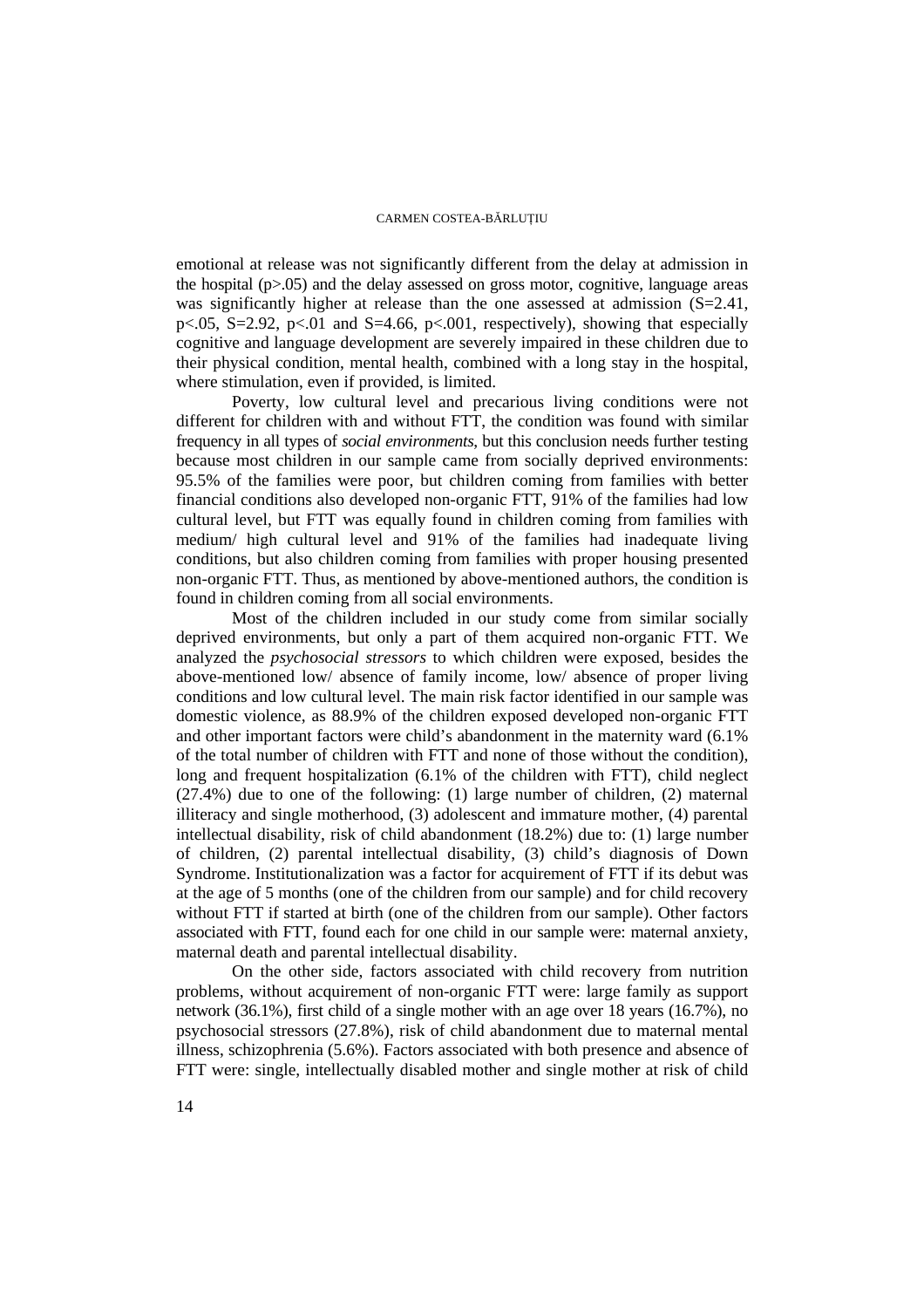emotional at release was not significantly different from the delay at admission in the hospital ($p>.05$) and the delay assessed on gross motor, cognitive, language areas was significantly higher at release than the one assessed at admission ($S=2.41$, $p<.05$, $S=2.92$, $p<.01$ and $S=4.66$, $p<.001$, respectively), showing that especially cognitive and language development are severely impaired in these children due to their physical condition, mental health, combined with a long stay in the hospital, where stimulation, even if provided, is limited.

Poverty, low cultural level and precarious living conditions were not different for children with and without FTT, the condition was found with similar frequency in all types of *social environments*, but this conclusion needs further testing because most children in our sample came from socially deprived environments: 95.5% of the families were poor, but children coming from families with better financial conditions also developed non-organic FTT, 91% of the families had low cultural level, but FTT was equally found in children coming from families with medium/ high cultural level and 91% of the families had inadequate living conditions, but also children coming from families with proper housing presented non-organic FTT. Thus, as mentioned by above-mentioned authors, the condition is found in children coming from all social environments.

Most of the children included in our study come from similar socially deprived environments, but only a part of them acquired non-organic FTT. We analyzed the *psychosocial stressors* to which children were exposed, besides the above-mentioned low/ absence of family income, low/ absence of proper living conditions and low cultural level. The main risk factor identified in our sample was domestic violence, as 88.9% of the children exposed developed non-organic FTT and other important factors were child's abandonment in the maternity ward (6.1% of the total number of children with FTT and none of those without the condition), long and frequent hospitalization (6.1% of the children with FTT), child neglect (27.4%) due to one of the following: (1) large number of children, (2) maternal illiteracy and single motherhood, (3) adolescent and immature mother, (4) parental intellectual disability, risk of child abandonment (18.2%) due to: (1) large number of children, (2) parental intellectual disability, (3) child's diagnosis of Down Syndrome. Institutionalization was a factor for acquirement of FTT if its debut was at the age of 5 months (one of the children from our sample) and for child recovery without FTT if started at birth (one of the children from our sample). Other factors associated with FTT, found each for one child in our sample were: maternal anxiety, maternal death and parental intellectual disability.

On the other side, factors associated with child recovery from nutrition problems, without acquirement of non-organic FTT were: large family as support network (36.1%), first child of a single mother with an age over 18 years (16.7%), no psychosocial stressors (27.8%), risk of child abandonment due to maternal mental illness, schizophrenia (5.6%). Factors associated with both presence and absence of FTT were: single, intellectually disabled mother and single mother at risk of child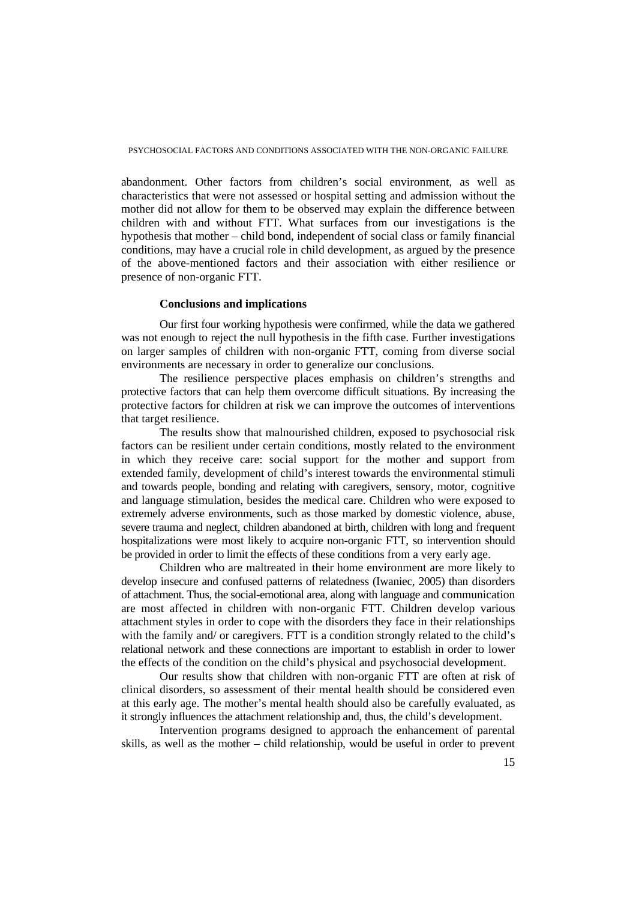abandonment. Other factors from children's social environment, as well as characteristics that were not assessed or hospital setting and admission without the mother did not allow for them to be observed may explain the difference between children with and without FTT. What surfaces from our investigations is the hypothesis that mother – child bond, independent of social class or family financial conditions, may have a crucial role in child development, as argued by the presence of the above-mentioned factors and their association with either resilience or presence of non-organic FTT.

## Conclusions and implications

Our first four working hypothesis were confirmed, while the data we gathered was not enough to reject the null hypothesis in the fifth case. Further investigations on larger samples of children with non-organic FTT, coming from diverse social environments are necessary in order to generalize our conclusions.

The resilience perspective places emphasis on children's strengths and protective factors that can help them overcome difficult situations. By increasing the protective factors for children at risk we can improve the outcomes of interventions that target resilience.

The results show that malnourished children, exposed to psychosocial risk factors can be resilient under certain conditions, mostly related to the environment in which they receive care: social support for the mother and support from extended family, development of child's interest towards the environmental stimuli and towards people, bonding and relating with caregivers, sensory, motor, cognitive and language stimulation, besides the medical care. Children who were exposed to extremely adverse environments, such as those marked by domestic violence, abuse, severe trauma and neglect, children abandoned at birth, children with long and frequent hospitalizations were most likely to acquire non-organic FTT, so intervention should be provided in order to limit the effects of these conditions from a very early age.

Children who are maltreated in their home environment are more likely to develop insecure and confused patterns of relatedness (Iwaniec, 2005) than disorders of attachment. Thus, the social-emotional area, along with language and communication are most affected in children with non-organic FTT. Children develop various attachment styles in order to cope with the disorders they face in their relationships with the family and/ or caregivers. FTT is a condition strongly related to the child's relational network and these connections are important to establish in order to lower the effects of the condition on the child's physical and psychosocial development.

Our results show that children with non-organic FTT are often at risk of clinical disorders, so assessment of their mental health should be considered even at this early age. The mother's mental health should also be carefully evaluated, as it strongly influences the attachment relationship and, thus, the child's development.

Intervention programs designed to approach the enhancement of parental skills, as well as the mother – child relationship, would be useful in order to prevent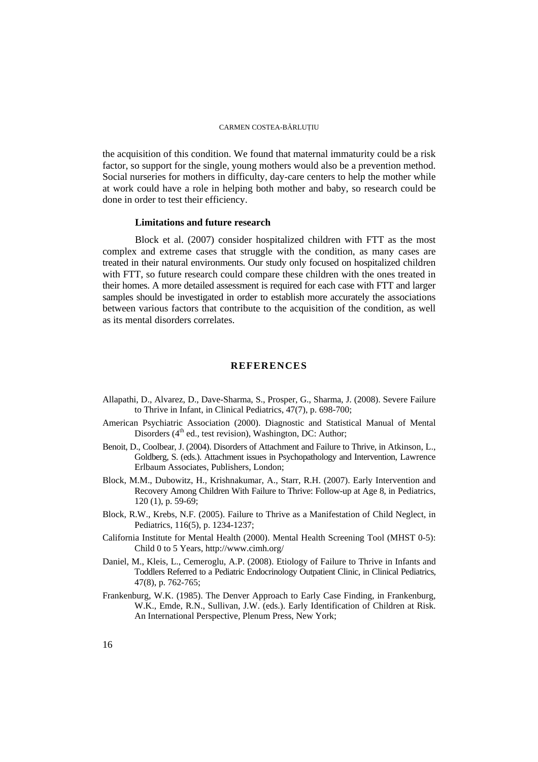the acquisition of this condition. We found that maternal immaturity could be a risk factor, so support for the single, young mothers would also be a prevention method. Social nurseries for mothers in difficulty, day-care centers to help the mother while at work could have a role in helping both mother and baby, so research could be done in order to test their efficiency.

### Limitations and future research

Block et al. (2007) consider hospitalized children with FTT as the most complex and extreme cases that struggle with the condition, as many cases are treated in their natural environments. Our study only focused on hospitalized children with FTT, so future research could compare these children with the ones treated in their homes. A more detailed assessment is required for each case with FTT and larger samples should be investigated in order to establish more accurately the associations between various factors that contribute to the acquisition of the condition, as well as its mental disorders correlates.

## REFERENCES

Allapathi, D., Alvarez, D., Dave-Sharma, S., Prosper, G., Sharma, J. (2008). Severe Failure to Thrive in Infant, in Clinical Pediatrics, 47(7), p. 698-700;

American Psychiatric Association (2000). Diagnostic and Statistical Manual of Mental Disorders (4th ed., test revision), Washington, DC: Author;

Benoit, D., Coolbear, J. (2004). Disorders of Attachment and Failure to Thrive, in Atkinson, L., Goldberg, S. (eds.). Attachment issues in Psychopathology and Intervention, Lawrence Erlbaum Associates, Publishers, London;

Block, M.M., Dubowitz, H., Krishnakumar, A., Starr, R.H. (2007). Early Intervention and Recovery Among Children With Failure to Thrive: Follow-up at Age 8, in Pediatrics, 120 (1), p. 59-69;

Block, R.W., Krebs, N.F. (2005). Failure to Thrive as a Manifestation of Child Neglect, in Pediatrics, 116(5), p. 1234-1237;

California Institute for Mental Health (2000). Mental Health Screening Tool (MHST 0-5): Child 0 to 5 Years, http://www.cimh.org/

Daniel, M., Kleis, L., Cemeroglu, A.P. (2008). Etiology of Failure to Thrive in Infants and Toddlers Referred to a Pediatric Endocrinology Outpatient Clinic, in Clinical Pediatrics, 47(8), p. 762-765;

Frankenburg, W.K. (1985). The Denver Approach to Early Case Finding, in Frankenburg, W.K., Emde, R.N., Sullivan, J.W. (eds.). Early Identification of Children at Risk. An International Perspective, Plenum Press, New York;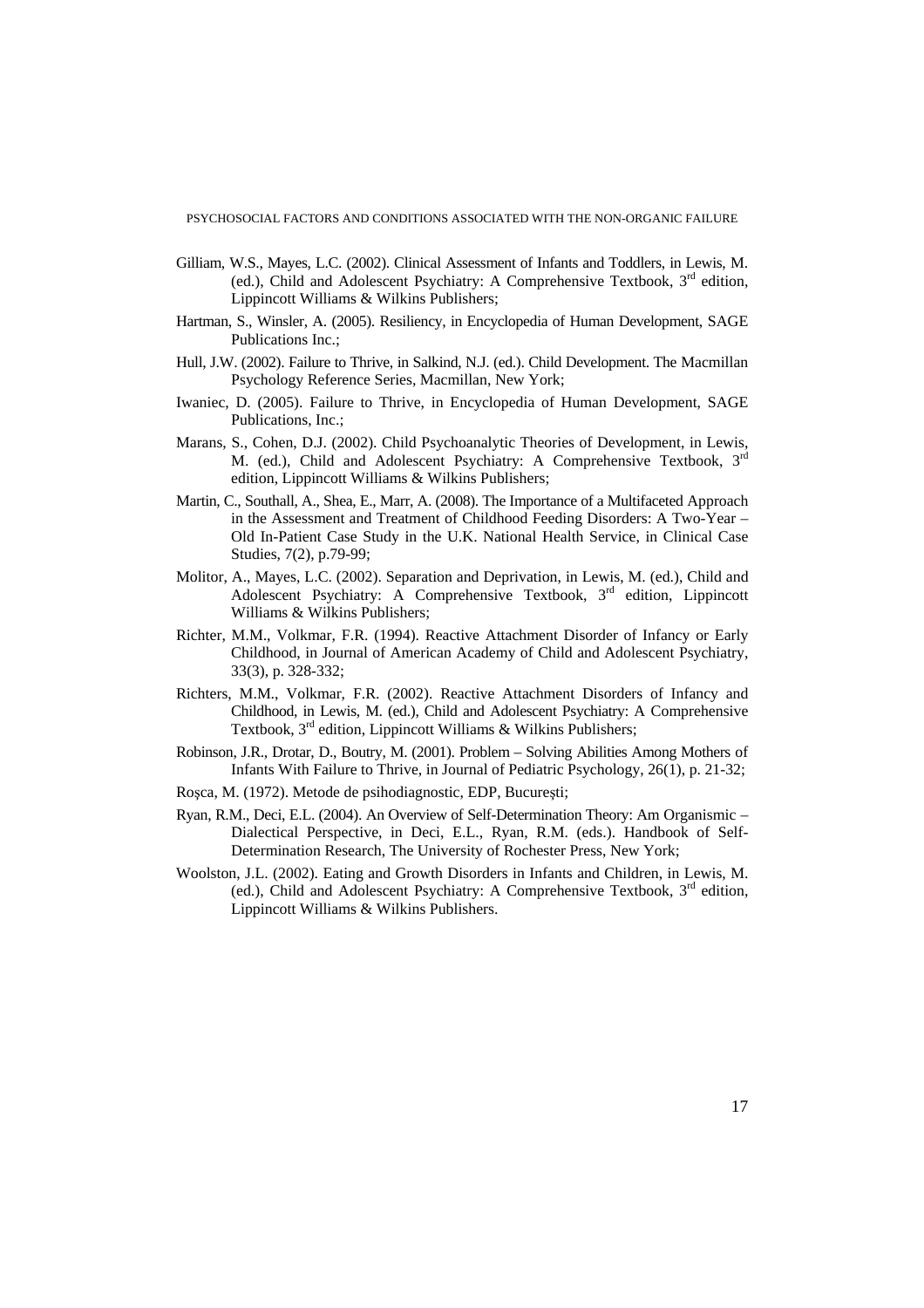Gilliam, W.S., Mayes, L.C. (2002). Clinical Assessment of Infants and Toddlers, in Lewis, M. (ed.), Child and Adolescent Psychiatry: A Comprehensive Textbook, 3rd edition, Lippincott Williams & Wilkins Publishers;

Hartman, S., Winsler, A. (2005). Resiliency, in Encyclopedia of Human Development, SAGE Publications Inc.;

Hull, J.W. (2002). Failure to Thrive, in Salkind, N.J. (ed.). Child Development. The Macmillan Psychology Reference Series, Macmillan, New York;

Iwaniec, D. (2005). Failure to Thrive, in Encyclopedia of Human Development, SAGE Publications, Inc.;

Marans, S., Cohen, D.J. (2002). Child Psychoanalytic Theories of Development, in Lewis, M. (ed.), Child and Adolescent Psychiatry: A Comprehensive Textbook, 3rd edition, Lippincott Williams & Wilkins Publishers;

Martin, C., Southall, A., Shea, E., Marr, A. (2008). The Importance of a Multifaceted Approach in the Assessment and Treatment of Childhood Feeding Disorders: A Two-Year – Old In-Patient Case Study in the U.K. National Health Service, in Clinical Case Studies, 7(2), p.79-99;

Molitor, A., Mayes, L.C. (2002). Separation and Deprivation, in Lewis, M. (ed.), Child and Adolescent Psychiatry: A Comprehensive Textbook, 3rd edition, Lippincott Williams & Wilkins Publishers;

Richter, M.M., Volkmar, F.R. (1994). Reactive Attachment Disorder of Infancy or Early Childhood, in Journal of American Academy of Child and Adolescent Psychiatry, 33(3), p. 328-332;

Richters, M.M., Volkmar, F.R. (2002). Reactive Attachment Disorders of Infancy and Childhood, in Lewis, M. (ed.), Child and Adolescent Psychiatry: A Comprehensive Textbook, 3rd edition, Lippincott Williams & Wilkins Publishers;

Robinson, J.R., Drotar, D., Boutry, M. (2001). Problem – Solving Abilities Among Mothers of Infants With Failure to Thrive, in Journal of Pediatric Psychology, 26(1), p. 21-32;

Roşca, M. (1972). Metode de psihodiagnostic, EDP, Bucureşti;

Ryan, R.M., Deci, E.L. (2004). An Overview of Self-Determination Theory: Am Organismic – Dialectical Perspective, in Deci, E.L., Ryan, R.M. (eds.). Handbook of Self-Determination Research, The University of Rochester Press, New York;

Woolston, J.L. (2002). Eating and Growth Disorders in Infants and Children, in Lewis, M. (ed.), Child and Adolescent Psychiatry: A Comprehensive Textbook, 3rd edition, Lippincott Williams & Wilkins Publishers.